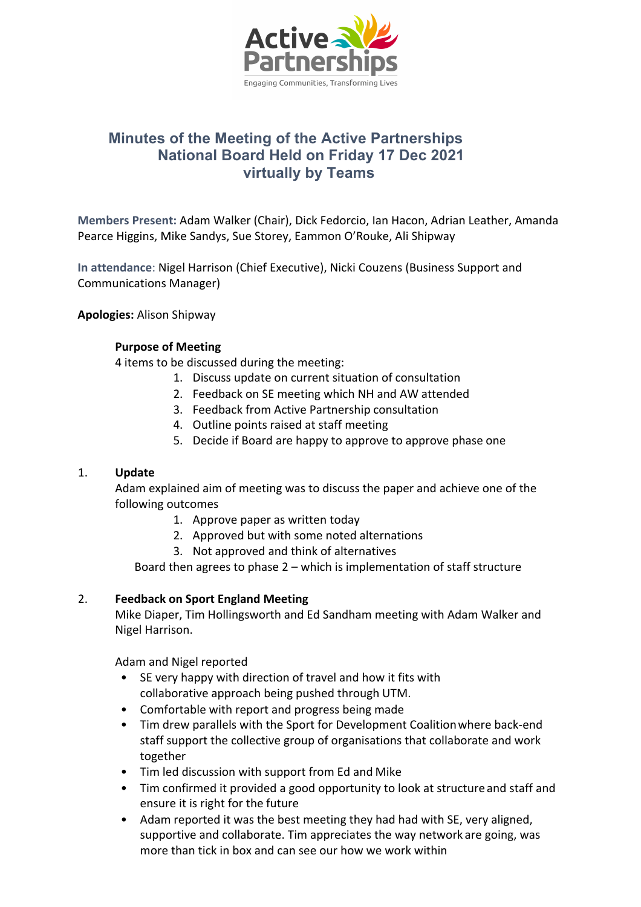# Minutes of the Meeting of the Active Partnerships National Board Held on Friday 17 Dec 2021 virtually by Teams

**Members Present:** Adam Walker (Chair), Dick Fedorcio, Ian Hacon, Adrian Leather, Amanda Pearce Higgins, Mike Sandys, Sue Storey, Eammon O'Rouke, Ali Shipway

**In attendance**: Nigel Harrison (Chief Executive), Nicki Couzens (Business Support and Communications Manager)

**Apologies:** Alison Shipway

**Purpose of Meeting**

4 items to be discussed during the meeting:

1. Discuss update on current situation of consultation
2. Feedback on SE meeting which NH and AW attended
3. Feedback from Active Partnership consultation
4. Outline points raised at staff meeting
5. Decide if Board are happy to approve to approve phase one

1. **Update**

   Adam explained aim of meeting was to discuss the paper and achieve one of the following outcomes

   1. Approve paper as written today
   2. Approved but with some noted alternations
   3. Not approved and think of alternatives

   Board then agrees to phase 2 – which is implementation of staff structure

2. **Feedback on Sport England Meeting**

   Mike Diaper, Tim Hollingsworth and Ed Sandham meeting with Adam Walker and Nigel Harrison.

   Adam and Nigel reported

   - SE very happy with direction of travel and how it fits with collaborative approach being pushed through UTM.
   - Comfortable with report and progress being made
   - Tim drew parallels with the Sport for Development Coalition where back-end staff support the collective group of organisations that collaborate and work together
   - Tim led discussion with support from Ed and Mike
   - Tim confirmed it provided a good opportunity to look at structure and staff and ensure it is right for the future
   - Adam reported it was the best meeting they had had with SE, very aligned, supportive and collaborate. Tim appreciates the way network are going, was more than tick in box and can see our how we work within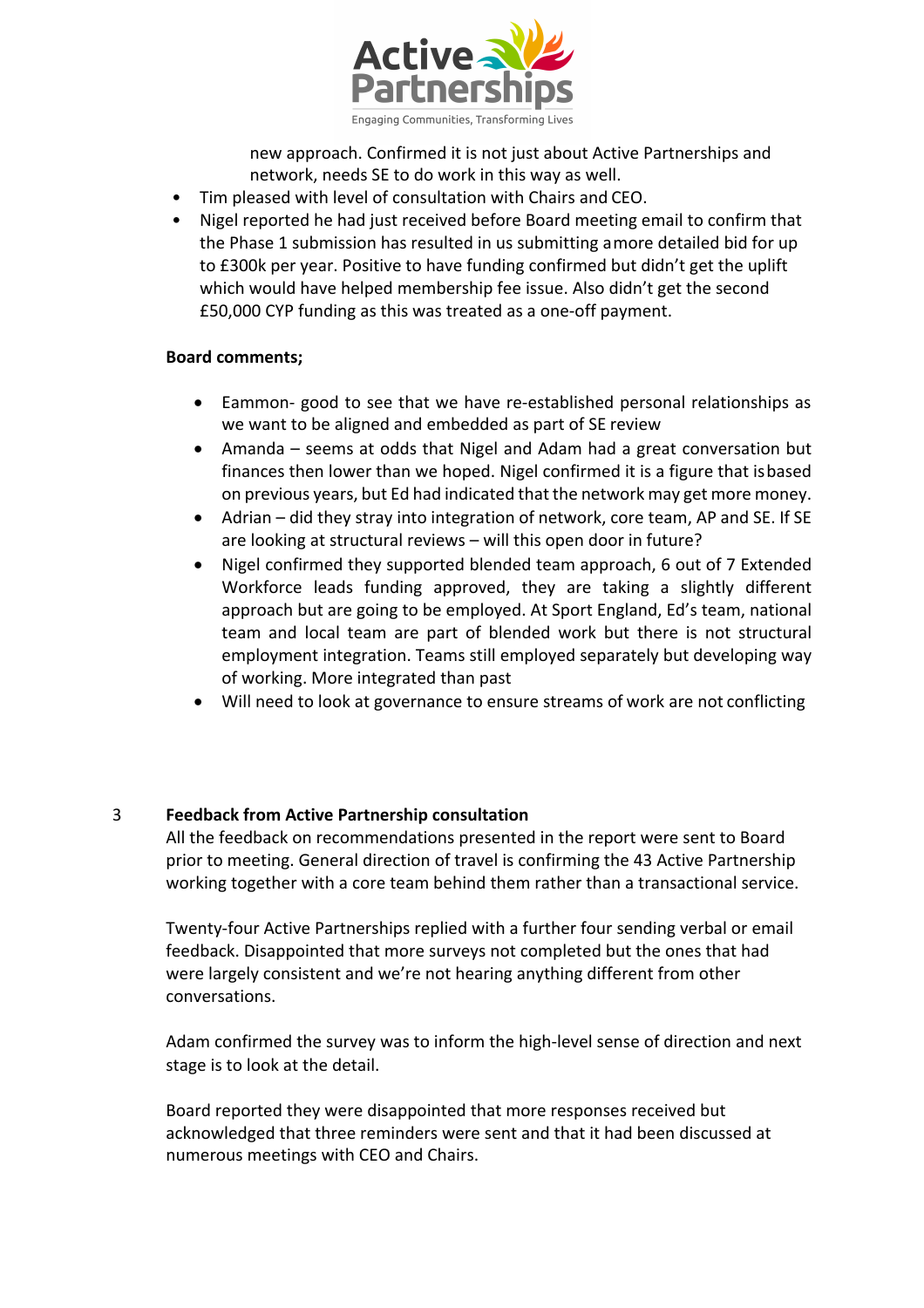new approach. Confirmed it is not just about Active Partnerships and network, needs SE to do work in this way as well.

- Tim pleased with level of consultation with Chairs and CEO.
- Nigel reported he had just received before Board meeting email to confirm that the Phase 1 submission has resulted in us submitting a more detailed bid for up to £300k per year. Positive to have funding confirmed but didn't get the uplift which would have helped membership fee issue. Also didn't get the second £50,000 CYP funding as this was treated as a one-off payment.

**Board comments;**

- Eammon- good to see that we have re-established personal relationships as we want to be aligned and embedded as part of SE review
- Amanda – seems at odds that Nigel and Adam had a great conversation but finances then lower than we hoped. Nigel confirmed it is a figure that is based on previous years, but Ed had indicated that the network may get more money.
- Adrian – did they stray into integration of network, core team, AP and SE. If SE are looking at structural reviews – will this open door in future?
- Nigel confirmed they supported blended team approach, 6 out of 7 Extended Workforce leads funding approved, they are taking a slightly different approach but are going to be employed. At Sport England, Ed's team, national team and local team are part of blended work but there is not structural employment integration. Teams still employed separately but developing way of working. More integrated than past
- Will need to look at governance to ensure streams of work are not conflicting

3 **Feedback from Active Partnership consultation**

All the feedback on recommendations presented in the report were sent to Board prior to meeting. General direction of travel is confirming the 43 Active Partnership working together with a core team behind them rather than a transactional service.

Twenty-four Active Partnerships replied with a further four sending verbal or email feedback. Disappointed that more surveys not completed but the ones that had were largely consistent and we're not hearing anything different from other conversations.

Adam confirmed the survey was to inform the high-level sense of direction and next stage is to look at the detail.

Board reported they were disappointed that more responses received but acknowledged that three reminders were sent and that it had been discussed at numerous meetings with CEO and Chairs.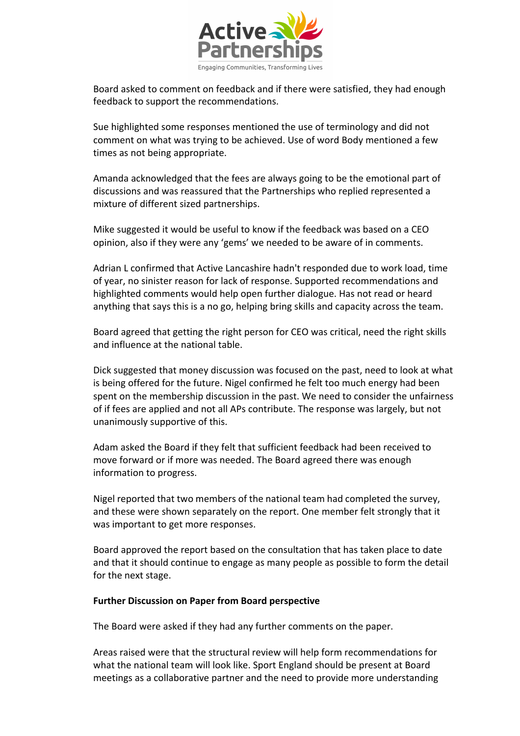Board asked to comment on feedback and if there were satisfied, they had enough feedback to support the recommendations.

Sue highlighted some responses mentioned the use of terminology and did not comment on what was trying to be achieved. Use of word Body mentioned a few times as not being appropriate.

Amanda acknowledged that the fees are always going to be the emotional part of discussions and was reassured that the Partnerships who replied represented a mixture of different sized partnerships.

Mike suggested it would be useful to know if the feedback was based on a CEO opinion, also if they were any 'gems' we needed to be aware of in comments.

Adrian L confirmed that Active Lancashire hadn't responded due to work load, time of year, no sinister reason for lack of response. Supported recommendations and highlighted comments would help open further dialogue. Has not read or heard anything that says this is a no go, helping bring skills and capacity across the team.

Board agreed that getting the right person for CEO was critical, need the right skills and influence at the national table.

Dick suggested that money discussion was focused on the past, need to look at what is being offered for the future. Nigel confirmed he felt too much energy had been spent on the membership discussion in the past. We need to consider the unfairness of if fees are applied and not all APs contribute. The response was largely, but not unanimously supportive of this.

Adam asked the Board if they felt that sufficient feedback had been received to move forward or if more was needed. The Board agreed there was enough information to progress.

Nigel reported that two members of the national team had completed the survey, and these were shown separately on the report. One member felt strongly that it was important to get more responses.

Board approved the report based on the consultation that has taken place to date and that it should continue to engage as many people as possible to form the detail for the next stage.

**Further Discussion on Paper from Board perspective**

The Board were asked if they had any further comments on the paper.

Areas raised were that the structural review will help form recommendations for what the national team will look like. Sport England should be present at Board meetings as a collaborative partner and the need to provide more understanding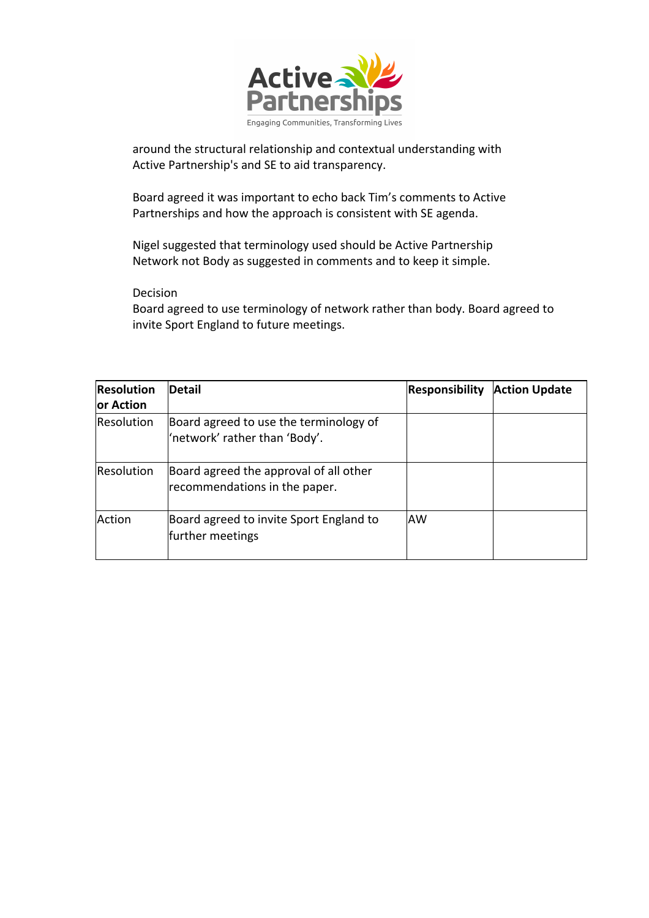around the structural relationship and contextual understanding with Active Partnership's and SE to aid transparency.

Board agreed it was important to echo back Tim's comments to Active Partnerships and how the approach is consistent with SE agenda.

Nigel suggested that terminology used should be Active Partnership Network not Body as suggested in comments and to keep it simple.

Decision
Board agreed to use terminology of network rather than body. Board agreed to invite Sport England to future meetings.

| **Resolution or Action** | **Detail** | **Responsibility** | **Action Update** |
|---|---|---|---|
| Resolution | Board agreed to use the terminology of 'network' rather than 'Body'. | | |
| Resolution | Board agreed the approval of all other recommendations in the paper. | | |
| Action | Board agreed to invite Sport England to further meetings | AW | |